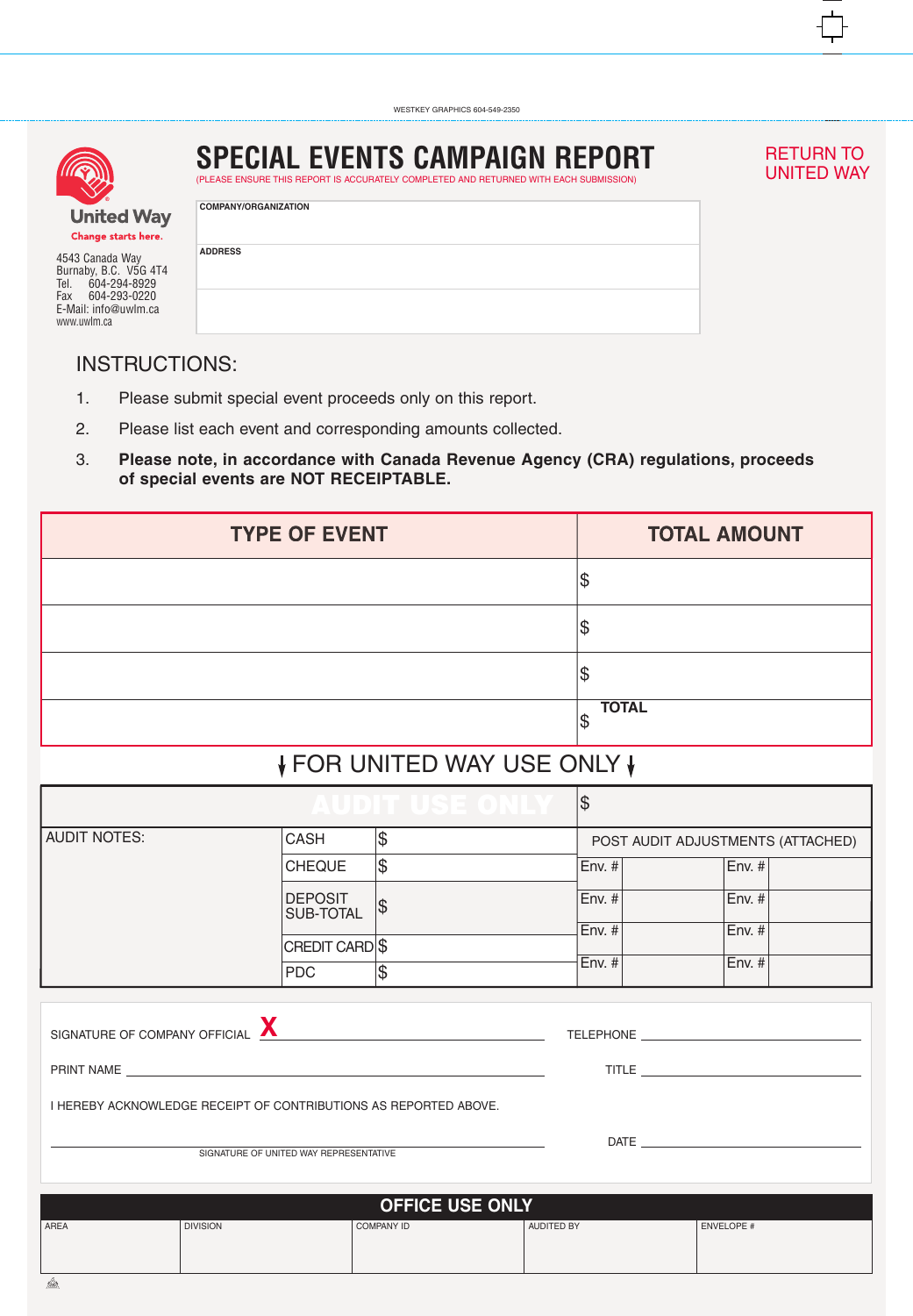WESTKEY GRAPHICS 604-549-2350

United Way
Change starts here.

4543 Canada Way
Burnaby, B.C. V5G 4T4
Tel. 604-294-8929
Fax 604-293-0220
E-Mail: info@uwlm.ca
www.uwlm.ca

# SPECIAL EVENTS CAMPAIGN REPORT

(PLEASE ENSURE THIS REPORT IS ACCURATELY COMPLETED AND RETURNED WITH EACH SUBMISSION)

RETURN TO UNITED WAY

| COMPANY/ORGANIZATION |
|---|
| ADDRESS |
| |

## INSTRUCTIONS:

1. Please submit special event proceeds only on this report.
2. Please list each event and corresponding amounts collected.
3. **Please note, in accordance with Canada Revenue Agency (CRA) regulations, proceeds of special events are NOT RECEIPTABLE.**

| TYPE OF EVENT | TOTAL AMOUNT |
|---|---|
| | $ |
| | $ |
| | $ |
| | **TOTAL** $ |

## FOR UNITED WAY USE ONLY

| AUDIT USE ONLY | | | $ | | | |
|---|---|---|---|---|---|---|
| AUDIT NOTES: | CASH | $ | POST AUDIT ADJUSTMENTS (ATTACHED) | | | |
| | CHEQUE | $ | Env. # | | Env. # | |
| | DEPOSIT SUB-TOTAL | $ | Env. # | | Env. # | |
| | CREDIT CARD | $ | Env. # | | Env. # | |
| | PDC | $ | Env. # | | Env. # | |

SIGNATURE OF COMPANY OFFICIAL **X** ______________________ TELEPHONE ______________________

PRINT NAME ______________________ TITLE ______________________

I HEREBY ACKNOWLEDGE RECEIPT OF CONTRIBUTIONS AS REPORTED ABOVE.

______________________ DATE ______________________
SIGNATURE OF UNITED WAY REPRESENTATIVE

## OFFICE USE ONLY

| AREA | DIVISION | COMPANY ID | AUDITED BY | ENVELOPE # |
|---|---|---|---|---|
| | | | | |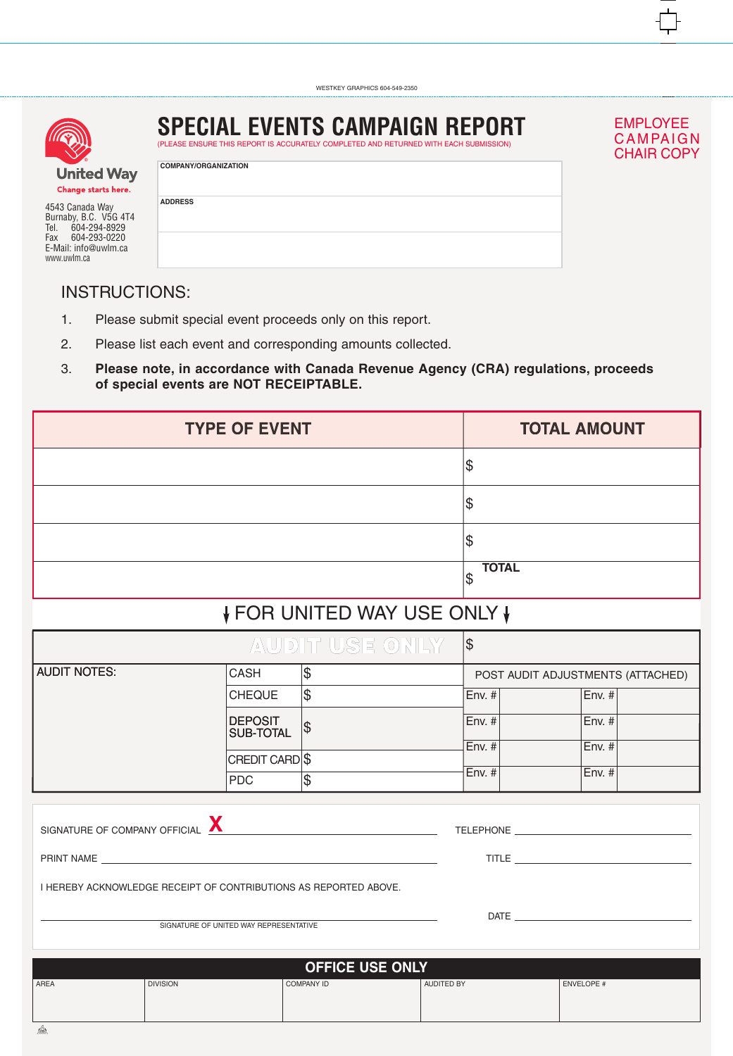WESTKEY GRAPHICS 604-549-2350

United Way
Change starts here.

4543 Canada Way
Burnaby, B.C. V5G 4T4
Tel. 604-294-8929
Fax 604-293-0220
E-Mail: info@uwlm.ca
www.uwlm.ca

# SPECIAL EVENTS CAMPAIGN REPORT

(PLEASE ENSURE THIS REPORT IS ACCURATELY COMPLETED AND RETURNED WITH EACH SUBMISSION)

EMPLOYEE CAMPAIGN CHAIR COPY

| |
|---|
| COMPANY/ORGANIZATION |
| ADDRESS |
| |

## INSTRUCTIONS:

1. Please submit special event proceeds only on this report.
2. Please list each event and corresponding amounts collected.
3. **Please note, in accordance with Canada Revenue Agency (CRA) regulations, proceeds of special events are NOT RECEIPTABLE.**

| TYPE OF EVENT | TOTAL AMOUNT |
|---|---|
| | $ |
| | $ |
| | $ |
| | **TOTAL** $ |

## FOR UNITED WAY USE ONLY

| AUDIT USE ONLY | | | $ | | | |
|---|---|---|---|---|---|---|
| AUDIT NOTES: | CASH | $ | POST AUDIT ADJUSTMENTS (ATTACHED) | | | |
| | CHEQUE | $ | Env. # | | Env. # | |
| | DEPOSIT SUB-TOTAL | $ | Env. # | | Env. # | |
| | CREDIT CARD | $ | Env. # | | Env. # | |
| | PDC | $ | Env. # | | Env. # | |

SIGNATURE OF COMPANY OFFICIAL X ______________________ TELEPHONE ______________________

PRINT NAME ______________________ TITLE ______________________

I HEREBY ACKNOWLEDGE RECEIPT OF CONTRIBUTIONS AS REPORTED ABOVE.

______________________ DATE ______________________

SIGNATURE OF UNITED WAY REPRESENTATIVE

## OFFICE USE ONLY

| AREA | DIVISION | COMPANY ID | AUDITED BY | ENVELOPE # |
|---|---|---|---|---|
| | | | | |